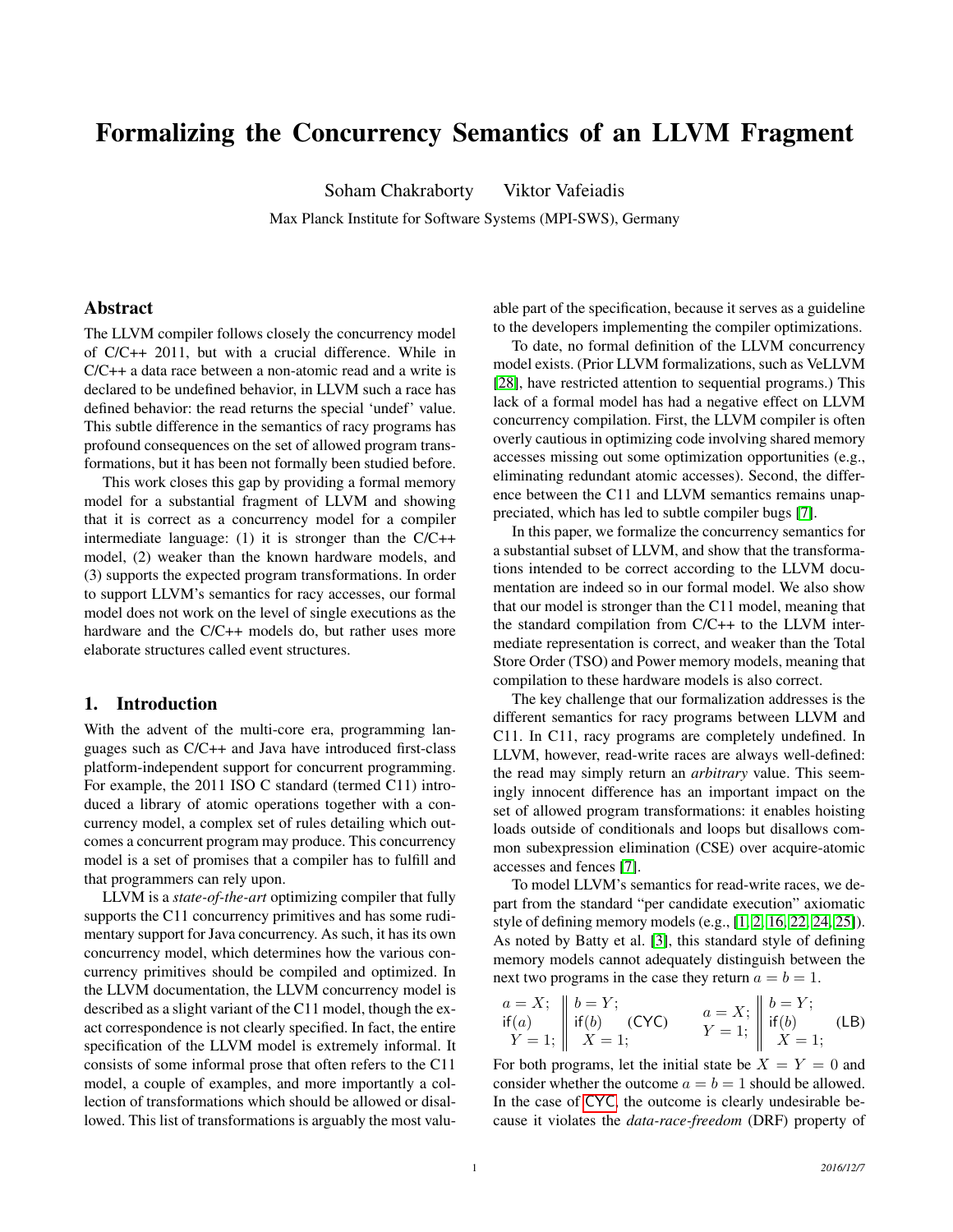# Formalizing the Concurrency Semantics of an LLVM Fragment

Soham Chakraborty Viktor Vafeiadis

Max Planck Institute for Software Systems (MPI-SWS), Germany

## Abstract

The LLVM compiler follows closely the concurrency model of C/C++ 2011, but with a crucial difference. While in C/C++ a data race between a non-atomic read and a write is declared to be undefined behavior, in LLVM such a race has defined behavior: the read returns the special 'undef' value. This subtle difference in the semantics of racy programs has profound consequences on the set of allowed program transformations, but it has been not formally been studied before.

This work closes this gap by providing a formal memory model for a substantial fragment of LLVM and showing that it is correct as a concurrency model for a compiler intermediate language: (1) it is stronger than the C/C++ model, (2) weaker than the known hardware models, and (3) supports the expected program transformations. In order to support LLVM's semantics for racy accesses, our formal model does not work on the level of single executions as the hardware and the C/C++ models do, but rather uses more elaborate structures called event structures.

## 1. Introduction

With the advent of the multi-core era, programming languages such as C/C++ and Java have introduced first-class platform-independent support for concurrent programming. For example, the 2011 ISO C standard (termed C11) introduced a library of atomic operations together with a concurrency model, a complex set of rules detailing which outcomes a concurrent program may produce. This concurrency model is a set of promises that a compiler has to fulfill and that programmers can rely upon.

LLVM is a *state-of-the-art* optimizing compiler that fully supports the C11 concurrency primitives and has some rudimentary support for Java concurrency. As such, it has its own concurrency model, which determines how the various concurrency primitives should be compiled and optimized. In the LLVM documentation, the LLVM concurrency model is described as a slight variant of the C11 model, though the exact correspondence is not clearly specified. In fact, the entire specification of the LLVM model is extremely informal. It consists of some informal prose that often refers to the C11 model, a couple of examples, and more importantly a collection of transformations which should be allowed or disallowed. This list of transformations is arguably the most valuable part of the specification, because it serves as a guideline to the developers implementing the compiler optimizations.

To date, no formal definition of the LLVM concurrency model exists. (Prior LLVM formalizations, such as VeLLVM [28], have restricted attention to sequential programs.) This lack of a formal model has had a negative effect on LLVM concurrency compilation. First, the LLVM compiler is often overly cautious in optimizing code involving shared memory accesses missing out some optimization opportunities (e.g., eliminating redundant atomic accesses). Second, the difference between the C11 and LLVM semantics remains unappreciated, which has led to subtle compiler bugs [7].

In this paper, we formalize the concurrency semantics for a substantial subset of LLVM, and show that the transformations intended to be correct according to the LLVM documentation are indeed so in our formal model. We also show that our model is stronger than the C11 model, meaning that the standard compilation from C/C++ to the LLVM intermediate representation is correct, and weaker than the Total Store Order (TSO) and Power memory models, meaning that compilation to these hardware models is also correct.

The key challenge that our formalization addresses is the different semantics for racy programs between LLVM and C11. In C11, racy programs are completely undefined. In LLVM, however, read-write races are always well-defined: the read may simply return an *arbitrary* value. This seemingly innocent difference has an important impact on the set of allowed program transformations: it enables hoisting loads outside of conditionals and loops but disallows common subexpression elimination (CSE) over acquire-atomic accesses and fences [7].

To model LLVM's semantics for read-write races, we depart from the standard "per candidate execution" axiomatic style of defining memory models (e.g., [1, 2, 16, 22, 24, 25]). As noted by Batty et al. [3], this standard style of defining memory models cannot adequately distinguish between the next two programs in the case they return $a = b = 1$.

$$
\begin{array}{l} a = X; \\ \mathsf{if}(a) \\ \quad Y = 1; \end{array} \;\Bigg\|\; \begin{array}{l} b = Y; \\ \mathsf{if}(b) \\ \quad X = 1; \end{array} \quad (\mathsf{CYC}) \qquad \begin{array}{l} a = X; \\ Y = 1; \end{array} \;\Bigg\|\; \begin{array}{l} b = Y; \\ \mathsf{if}(b) \\ \quad X = 1; \end{array} \quad (\mathsf{LB})
$$

For both programs, let the initial state be $X = Y = 0$ and consider whether the outcome $a = b = 1$ should be allowed. In the case of CYC, the outcome is clearly undesirable because it violates the *data-race-freedom* (DRF) property of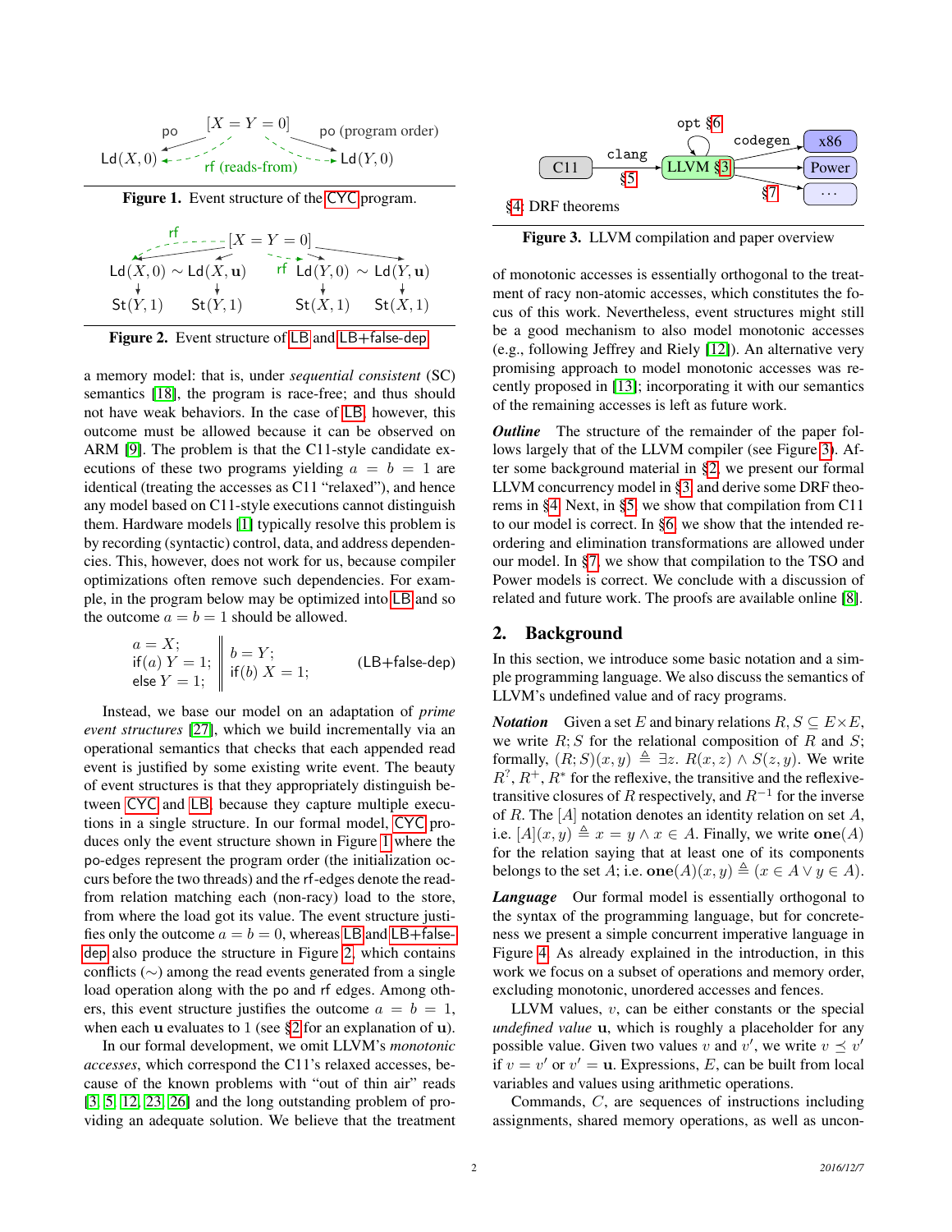**Figure 1.** Event structure of the CYC program.

**Figure 2.** Event structure of LB and LB+false-dep.

a memory model: that is, under *sequential consistent* (SC) semantics [18], the program is race-free; and thus should not have weak behaviors. In the case of LB, however, this outcome must be allowed because it can be observed on ARM [9]. The problem is that the C11-style candidate executions of these two programs yielding $a = b = 1$ are identical (treating the accesses as C11 "relaxed"), and hence any model based on C11-style executions cannot distinguish them. Hardware models [1] typically resolve this problem is by recording (syntactic) control, data, and address dependencies. This, however, does not work for us, because compiler optimizations often remove such dependencies. For example, in the program below may be optimized into LB and so the outcome $a = b = 1$ should be allowed.

```
a = X;                ||  b = Y;
if(a) Y = 1;          ||  if(b) X = 1;
else Y = 1;           ||
```
(LB+false-dep)

Instead, we base our model on an adaptation of *prime event structures* [27], which we build incrementally via an operational semantics that checks that each appended read event is justified by some existing write event. The beauty of event structures is that they appropriately distinguish between CYC and LB, because they capture multiple executions in a single structure. In our formal model, CYC produces only the event structure shown in Figure 1 where the po-edges represent the program order (the initialization occurs before the two threads) and the rf-edges denote the read-from relation matching each (non-racy) load to the store, from where the load got its value. The event structure justifies only the outcome $a = b = 0$, whereas LB and LB+false-dep also produce the structure in Figure 2, which contains conflicts ($\sim$) among the read events generated from a single load operation along with the po and rf edges. Among others, this event structure justifies the outcome $a = b = 1$, when each $\mathbf{u}$ evaluates to 1 (see §2 for an explanation of $\mathbf{u}$).

In our formal development, we omit LLVM's *monotonic accesses*, which correspond the C11's relaxed accesses, because of the known problems with "out of thin air" reads [3, 5, 12, 23, 26] and the long outstanding problem of providing an adequate solution. We believe that the treatment of monotonic accesses is essentially orthogonal to the treatment of racy non-atomic accesses, which constitutes the focus of this work. Nevertheless, event structures might still be a good mechanism to also model monotonic accesses (e.g., following Jeffrey and Riely [12]). An alternative very promising approach to model monotonic accesses was recently proposed in [13]; incorporating it with our semantics of the remaining accesses is left as future work.

**Figure 3.** LLVM compilation and paper overview

***Outline*** The structure of the remainder of the paper follows largely that of the LLVM compiler (see Figure 3). After some background material in §2, we present our formal LLVM concurrency model in §3 and derive some DRF theorems in §4. Next, in §5, we show that compilation from C11 to our model is correct. In §6, we show that the intended reordering and elimination transformations are allowed under our model. In §7, we show that compilation to the TSO and Power models is correct. We conclude with a discussion of related and future work. The proofs are available online [8].

## 2. Background

In this section, we introduce some basic notation and a simple programming language. We also discuss the semantics of LLVM's undefined value and of racy programs.

***Notation*** Given a set $E$ and binary relations $R, S \subseteq E \times E$, we write $R; S$ for the relational composition of $R$ and $S$; formally, $(R; S)(x, y) \triangleq \exists z.\ R(x, z) \wedge S(z, y)$. We write $R^?$, $R^+$, $R^*$ for the reflexive, the transitive and the reflexive-transitive closures of $R$ respectively, and $R^{-1}$ for the inverse of $R$. The $[A]$ notation denotes an identity relation on set $A$, i.e. $[A](x, y) \triangleq x = y \wedge x \in A$. Finally, we write $\mathbf{one}(A)$ for the relation saying that at least one of its components belongs to the set $A$; i.e. $\mathbf{one}(A)(x, y) \triangleq (x \in A \vee y \in A)$.

***Language*** Our formal model is essentially orthogonal to the syntax of the programming language, but for concreteness we present a simple concurrent imperative language in Figure 4. As already explained in the introduction, in this work we focus on a subset of operations and memory order, excluding monotonic, unordered accesses and fences.

LLVM values, $v$, can be either constants or the special *undefined value* $\mathbf{u}$, which is roughly a placeholder for any possible value. Given two values $v$ and $v'$, we write $v \preceq v'$ if $v = v'$ or $v' = \mathbf{u}$. Expressions, $E$, can be built from local variables and values using arithmetic operations.

Commands, $C$, are sequences of instructions including assignments, shared memory operations, as well as uncon-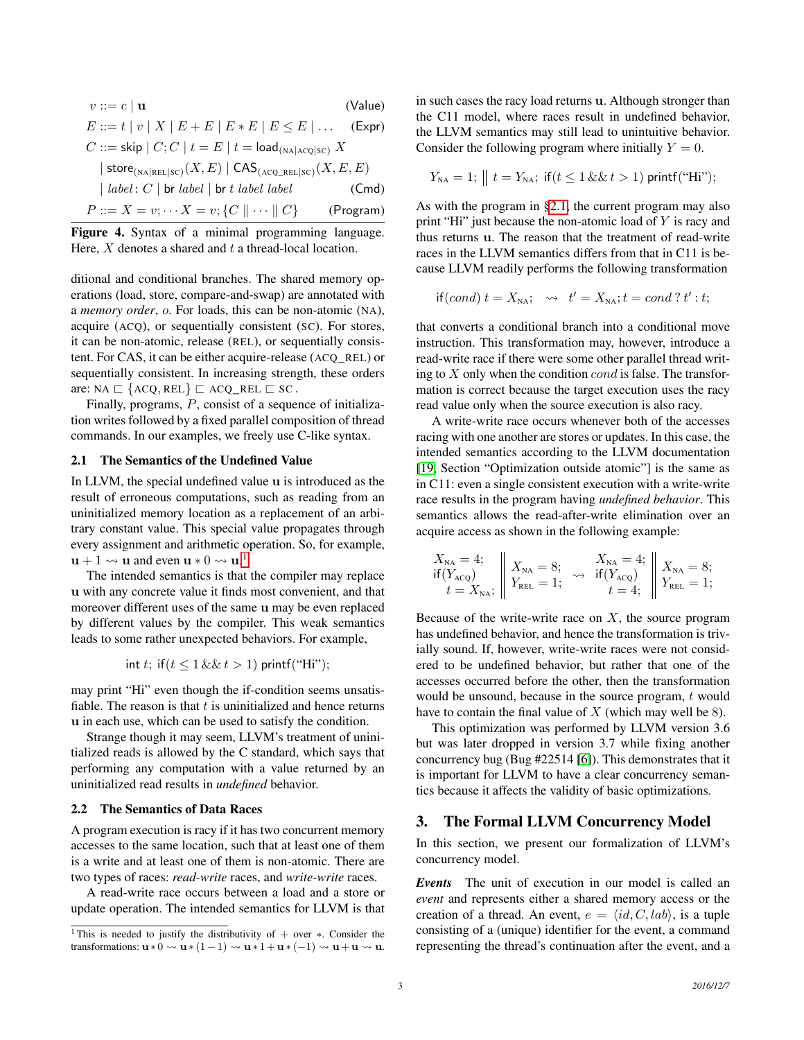$$v ::= c \mid \mathbf{u} \qquad \text{(Value)}$$

$$E ::= t \mid v \mid X \mid E + E \mid E * E \mid E \le E \mid \ldots \qquad \text{(Expr)}$$

$$\begin{aligned} C ::= &\ \mathsf{skip} \mid C; C \mid t = E \mid t = \mathsf{load}_{(\text{NA}|\text{ACQ}|\text{SC})}\ X \\ &\mid \mathsf{store}_{(\text{NA}|\text{REL}|\text{SC})}(X, E) \mid \mathsf{CAS}_{(\text{ACQ\_REL}|\text{SC})}(X, E, E) \\ &\mid label\colon C \mid \mathsf{br}\ label \mid \mathsf{br}\ t\ label\ label \qquad \text{(Cmd)} \end{aligned}$$

$$P ::= X = v; \cdots X = v; \{C \parallel \cdots \parallel C\} \qquad \text{(Program)}$$

**Figure 4.** Syntax of a minimal programming language. Here, $X$ denotes a shared and $t$ a thread-local location.

ditional and conditional branches. The shared memory operations (load, store, compare-and-swap) are annotated with a *memory order*, $o$. For loads, this can be non-atomic (NA), acquire (ACQ), or sequentially consistent (SC). For stores, it can be non-atomic, release (REL), or sequentially consistent. For CAS, it can be either acquire-release (ACQ_REL) or sequentially consistent. In increasing strength, these orders are: $\text{NA} \sqsubset \{\text{ACQ}, \text{REL}\} \sqsubset \text{ACQ\_REL} \sqsubset \text{SC}$.

Finally, programs, $P$, consist of a sequence of initialization writes followed by a fixed parallel composition of thread commands. In our examples, we freely use C-like syntax.

### 2.1 The Semantics of the Undefined Value

In LLVM, the special undefined value $\mathbf{u}$ is introduced as the result of erroneous computations, such as reading from an uninitialized memory location as a replacement of an arbitrary constant value. This special value propagates through every assignment and arithmetic operation. So, for example, $\mathbf{u} + 1 \rightsquigarrow \mathbf{u}$ and even $\mathbf{u} * 0 \rightsquigarrow \mathbf{u}$.[1]

The intended semantics is that the compiler may replace $\mathbf{u}$ with any concrete value it finds most convenient, and that moreover different uses of the same $\mathbf{u}$ may be even replaced by different values by the compiler. This weak semantics leads to some rather unexpected behaviors. For example,

$$\mathsf{int}\ t;\ \mathsf{if}(t \le 1\ \&\&\ t > 1)\ \mathsf{printf}(\text{“Hi”});$$

may print “Hi” even though the if-condition seems unsatisfiable. The reason is that $t$ is uninitialized and hence returns $\mathbf{u}$ in each use, which can be used to satisfy the condition.

Strange though it may seem, LLVM's treatment of uninitialized reads is allowed by the C standard, which says that performing any computation with a value returned by an uninitialized read results in *undefined* behavior.

### 2.2 The Semantics of Data Races

A program execution is racy if it has two concurrent memory accesses to the same location, such that at least one of them is a write and at least one of them is non-atomic. There are two types of races: *read-write* races, and *write-write* races.

A read-write race occurs between a load and a store or update operation. The intended semantics for LLVM is that in such cases the racy load returns $\mathbf{u}$. Although stronger than the C11 model, where races result in undefined behavior, the LLVM semantics may still lead to unintuitive behavior. Consider the following program where initially $Y = 0$.

$$Y_{\text{NA}} = 1;\ \Big\|\ t = Y_{\text{NA}};\ \mathsf{if}(t \le 1\ \&\&\ t > 1)\ \mathsf{printf}(\text{“Hi”});$$

As with the program in §2.1, the current program may also print “Hi” just because the non-atomic load of $Y$ is racy and thus returns $\mathbf{u}$. The reason that the treatment of read-write races in the LLVM semantics differs from that in C11 is because LLVM readily performs the following transformation

$$\mathsf{if}(cond)\ t = X_{\text{NA}};\ \rightsquigarrow\ t' = X_{\text{NA}}; t = cond\ ?\ t' : t;$$

that converts a conditional branch into a conditional move instruction. This transformation may, however, introduce a read-write race if there were some other parallel thread writing to $X$ only when the condition $cond$ is false. The transformation is correct because the target execution uses the racy read value only when the source execution is also racy.

A write-write race occurs whenever both of the accesses racing with one another are stores or updates. In this case, the intended semantics according to the LLVM documentation [19, Section “Optimization outside atomic”] is the same as in C11: even a single consistent execution with a write-write race results in the program having *undefined behavior*. This semantics allows the read-after-write elimination over an acquire access as shown in the following example:

$$\left.\begin{array}{l} X_{\text{NA}} = 4; \\ \mathsf{if}(Y_{\text{ACQ}}) \\ \quad t = X_{\text{NA}}; \end{array}\right\| \begin{array}{l} X_{\text{NA}} = 8; \\ Y_{\text{REL}} = 1; \end{array} \rightsquigarrow \left.\begin{array}{l} X_{\text{NA}} = 4; \\ \mathsf{if}(Y_{\text{ACQ}}) \\ \quad t = 4; \end{array}\right\| \begin{array}{l} X_{\text{NA}} = 8; \\ Y_{\text{REL}} = 1; \end{array}$$

Because of the write-write race on $X$, the source program has undefined behavior, and hence the transformation is trivially sound. If, however, write-write races were not considered to be undefined behavior, but rather that one of the accesses occurred before the other, then the transformation would be unsound, because in the source program, $t$ would have to contain the final value of $X$ (which may well be 8).

This optimization was performed by LLVM version 3.6 but was later dropped in version 3.7 while fixing another concurrency bug (Bug #22514 [6]). This demonstrates that it is important for LLVM to have a clear concurrency semantics because it affects the validity of basic optimizations.

## 3. The Formal LLVM Concurrency Model

In this section, we present our formalization of LLVM's concurrency model.

***Events*** The unit of execution in our model is called an *event* and represents either a shared memory access or the creation of a thread. An event, $e = \langle id, C, lab \rangle$, is a tuple consisting of a (unique) identifier for the event, a command representing the thread's continuation after the event, and a

---

[1] This is needed to justify the distributivity of $+$ over $*$. Consider the transformations: $\mathbf{u} * 0 \rightsquigarrow \mathbf{u} * (1 - 1) \rightsquigarrow \mathbf{u} * 1 + \mathbf{u} * (-1) \rightsquigarrow \mathbf{u} + \mathbf{u} \rightsquigarrow \mathbf{u}$.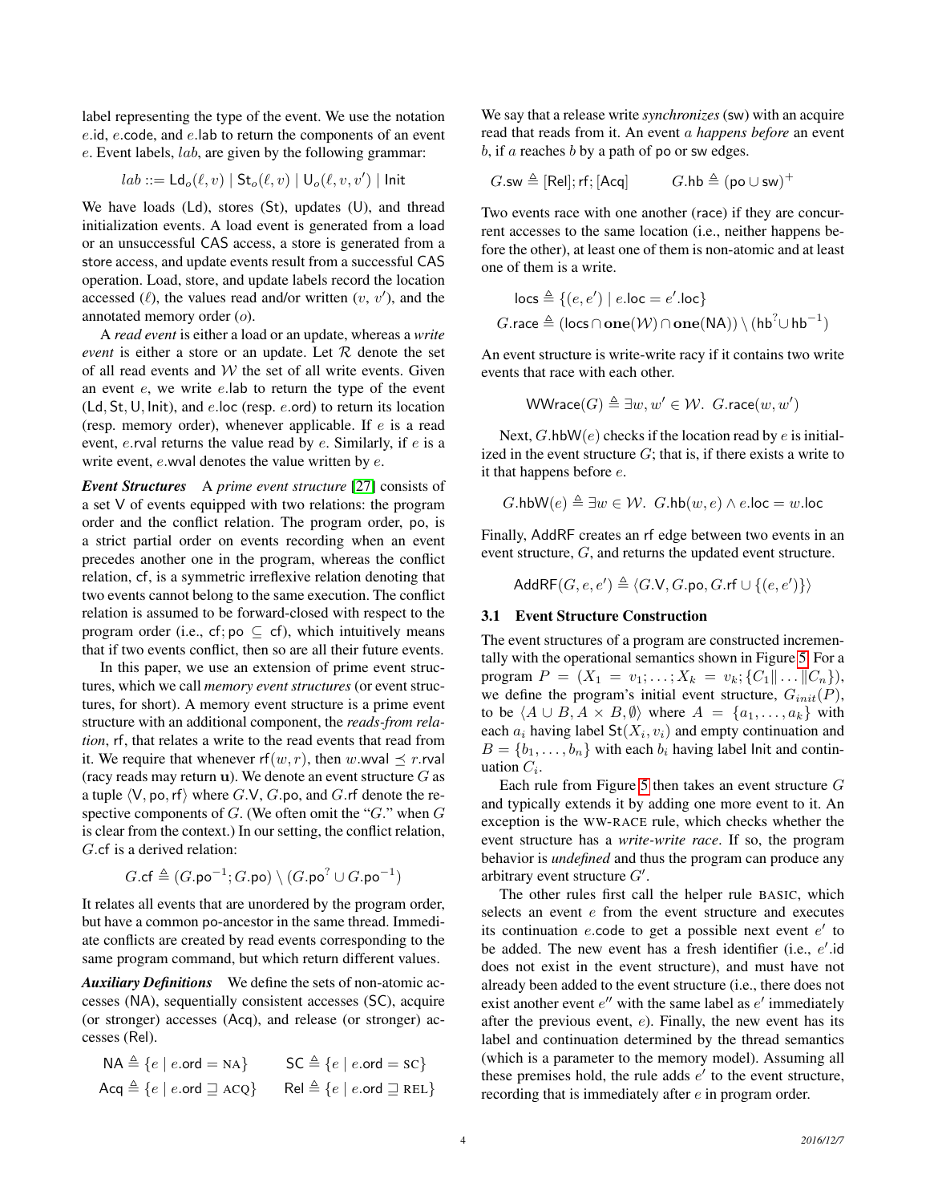label representing the type of the event. We use the notation $e$.id, $e$.code, and $e$.lab to return the components of an event $e$. Event labels, $lab$, are given by the following grammar:

$$lab ::= \mathsf{Ld}_o(\ell, v) \mid \mathsf{St}_o(\ell, v) \mid \mathsf{U}_o(\ell, v, v') \mid \mathsf{Init}$$

We have loads (Ld), stores (St), updates (U), and thread initialization events. A load event is generated from a load or an unsuccessful CAS access, a store is generated from a store access, and update events result from a successful CAS operation. Load, store, and update labels record the location accessed ($\ell$), the values read and/or written ($v$, $v'$), and the annotated memory order ($o$).

A *read event* is either a load or an update, whereas a *write event* is either a store or an update. Let $\mathcal{R}$ denote the set of all read events and $\mathcal{W}$ the set of all write events. Given an event $e$, we write $e$.lab to return the type of the event (Ld, St, U, Init), and $e$.loc (resp. $e$.ord) to return its location (resp. memory order), whenever applicable. If $e$ is a read event, $e$.rval returns the value read by $e$. Similarly, if $e$ is a write event, $e$.wval denotes the value written by $e$.

***Event Structures*** A *prime event structure* [27] consists of a set V of events equipped with two relations: the program order and the conflict relation. The program order, po, is a strict partial order on events recording when an event precedes another one in the program, whereas the conflict relation, cf, is a symmetric irreflexive relation denoting that two events cannot belong to the same execution. The conflict relation is assumed to be forward-closed with respect to the program order (i.e., cf; po $\subseteq$ cf), which intuitively means that if two events conflict, then so are all their future events.

In this paper, we use an extension of prime event structures, which we call *memory event structures* (or event structures, for short). A memory event structure is a prime event structure with an additional component, the *reads-from relation*, rf, that relates a write to the read events that read from it. We require that whenever rf$(w, r)$, then $w$.wval $\preceq r$.rval (racy reads may return $\mathbf{u}$). We denote an event structure $G$ as a tuple $\langle \mathsf{V}, \mathsf{po}, \mathsf{rf}\rangle$ where $G$.V, $G$.po, and $G$.rf denote the respective components of $G$. (We often omit the "$G$." when $G$ is clear from the context.) In our setting, the conflict relation, $G$.cf is a derived relation:

$$G.\mathsf{cf} \triangleq (G.\mathsf{po}^{-1}; G.\mathsf{po}) \setminus (G.\mathsf{po}^? \cup G.\mathsf{po}^{-1})$$

It relates all events that are unordered by the program order, but have a common po-ancestor in the same thread. Immediate conflicts are created by read events corresponding to the same program command, but which return different values.

***Auxiliary Definitions*** We define the sets of non-atomic accesses (NA), sequentially consistent accesses (SC), acquire (or stronger) accesses (Acq), and release (or stronger) accesses (Rel).

$$\mathsf{NA} \triangleq \{e \mid e.\mathsf{ord} = \textsc{na}\} \qquad \mathsf{SC} \triangleq \{e \mid e.\mathsf{ord} = \textsc{sc}\}$$
$$\mathsf{Acq} \triangleq \{e \mid e.\mathsf{ord} \sqsupseteq \textsc{acq}\} \qquad \mathsf{Rel} \triangleq \{e \mid e.\mathsf{ord} \sqsupseteq \textsc{rel}\}$$

We say that a release write *synchronizes* (sw) with an acquire read that reads from it. An event $a$ *happens before* an event $b$, if $a$ reaches $b$ by a path of po or sw edges.

$$G.\mathsf{sw} \triangleq [\mathsf{Rel}]; \mathsf{rf}; [\mathsf{Acq}] \qquad G.\mathsf{hb} \triangleq (\mathsf{po} \cup \mathsf{sw})^+$$

Two events race with one another (race) if they are concurrent accesses to the same location (i.e., neither happens before the other), at least one of them is non-atomic and at least one of them is a write.

$$\mathsf{locs} \triangleq \{(e, e') \mid e.\mathsf{loc} = e'.\mathsf{loc}\}$$
$$G.\mathsf{race} \triangleq (\mathsf{locs} \cap \mathbf{one}(\mathcal{W}) \cap \mathbf{one}(\mathsf{NA})) \setminus (\mathsf{hb}^? \cup \mathsf{hb}^{-1})$$

An event structure is write-write racy if it contains two write events that race with each other.

$$\mathsf{WWrace}(G) \triangleq \exists w, w' \in \mathcal{W}.\ G.\mathsf{race}(w, w')$$

Next, $G$.hbW$(e)$ checks if the location read by $e$ is initialized in the event structure $G$; that is, if there exists a write to it that happens before $e$.

$$G.\mathsf{hbW}(e) \triangleq \exists w \in \mathcal{W}.\ G.\mathsf{hb}(w, e) \wedge e.\mathsf{loc} = w.\mathsf{loc}$$

Finally, AddRF creates an rf edge between two events in an event structure, $G$, and returns the updated event structure.

$$\mathsf{AddRF}(G, e, e') \triangleq \langle G.\mathsf{V}, G.\mathsf{po}, G.\mathsf{rf} \cup \{(e, e')\}\rangle$$

### 3.1 Event Structure Construction

The event structures of a program are constructed incrementally with the operational semantics shown in Figure 5. For a program $P = (X_1 = v_1; \ldots; X_k = v_k; \{C_1 \| \ldots \| C_n\})$, we define the program's initial event structure, $G_{init}(P)$, to be $\langle A \cup B, A \times B, \emptyset\rangle$ where $A = \{a_1, \ldots, a_k\}$ with each $a_i$ having label $\mathsf{St}(X_i, v_i)$ and empty continuation and $B = \{b_1, \ldots, b_n\}$ with each $b_i$ having label Init and continuation $C_i$.

Each rule from Figure 5 then takes an event structure $G$ and typically extends it by adding one more event to it. An exception is the WW-RACE rule, which checks whether the event structure has a *write-write race*. If so, the program behavior is *undefined* and thus the program can produce any arbitrary event structure $G'$.

The other rules first call the helper rule BASIC, which selects an event $e$ from the event structure and executes its continuation $e$.code to get a possible next event $e'$ to be added. The new event has a fresh identifier (i.e., $e'$.id does not exist in the event structure), and must have not already been added to the event structure (i.e., there does not exist another event $e''$ with the same label as $e'$ immediately after the previous event, $e$). Finally, the new event has its label and continuation determined by the thread semantics (which is a parameter to the memory model). Assuming all these premises hold, the rule adds $e'$ to the event structure, recording that is immediately after $e$ in program order.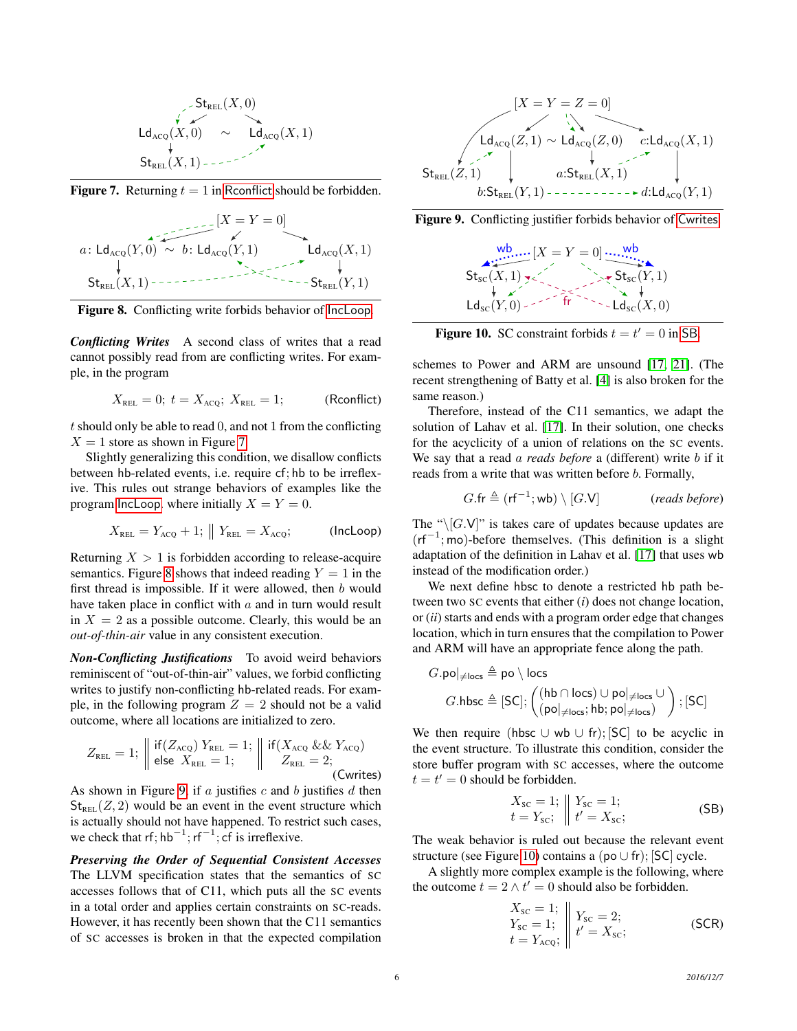Figure 7. Returning $t = 1$ in Rconflict should be forbidden.

Figure 8. Conflicting write forbids behavior of IncLoop.

***Conflicting Writes*** A second class of writes that a read cannot possibly read from are conflicting writes. For example, in the program

$$X_{\text{REL}} = 0;\ t = X_{\text{ACQ}};\ X_{\text{REL}} = 1; \qquad \text{(Rconflict)}$$

$t$ should only be able to read 0, and not 1 from the conflicting $X = 1$ store as shown in Figure 7.

Slightly generalizing this condition, we disallow conflicts between hb-related events, i.e. require $\mathsf{cf};\mathsf{hb}$ to be irreflexive. This rules out strange behaviors of examples like the program IncLoop, where initially $X = Y = 0$.

$$X_{\text{REL}} = Y_{\text{ACQ}} + 1;\ \|\ Y_{\text{REL}} = X_{\text{ACQ}}; \qquad \text{(IncLoop)}$$

Returning $X > 1$ is forbidden according to release-acquire semantics. Figure 8 shows that indeed reading $Y = 1$ in the first thread is impossible. If it were allowed, then $b$ would have taken place in conflict with $a$ and in turn would result in $X = 2$ as a possible outcome. Clearly, this would be an *out-of-thin-air* value in any consistent execution.

***Non-Conflicting Justifications*** To avoid weird behaviors reminiscent of "out-of-thin-air" values, we forbid conflicting writes to justify non-conflicting hb-related reads. For example, in the following program $Z = 2$ should not be a valid outcome, where all locations are initialized to zero.

$$Z_{\text{REL}} = 1;\ \left\|\ \begin{array}{l}\text{if}(Z_{\text{ACQ}})\ Y_{\text{REL}} = 1;\\ \text{else}\ \ X_{\text{REL}} = 1;\end{array}\right\|\ \begin{array}{l}\text{if}(X_{\text{ACQ}}\ \&\&\ Y_{\text{ACQ}})\\ \quad Z_{\text{REL}} = 2;\end{array} \qquad \text{(Cwrites)}$$

As shown in Figure 9, if $a$ justifies $c$ and $b$ justifies $d$ then $\mathsf{St}_{\text{REL}}(Z, 2)$ would be an event in the event structure which is actually should not have happened. To restrict such cases, we check that $\mathsf{rf};\mathsf{hb}^{-1};\mathsf{rf}^{-1};\mathsf{cf}$ is irreflexive.

***Preserving the Order of Sequential Consistent Accesses*** The LLVM specification states that the semantics of SC accesses follows that of C11, which puts all the SC events in a total order and applies certain constraints on SC-reads. However, it has recently been shown that the C11 semantics of SC accesses is broken in that the expected compilation schemes to Power and ARM are unsound [17, 21]. (The recent strengthening of Batty et al. [4] is also broken for the same reason.)

Figure 9. Conflicting justifier forbids behavior of Cwrites.

Figure 10. SC constraint forbids $t = t' = 0$ in SB.

Therefore, instead of the C11 semantics, we adapt the solution of Lahav et al. [17]. In their solution, one checks for the acyclicity of a union of relations on the SC events. We say that a read *a reads before* a (different) write $b$ if it reads from a write that was written before $b$. Formally,

$$G.\mathsf{fr} \triangleq (\mathsf{rf}^{-1};\mathsf{wb}) \setminus [G.\mathsf{V}] \qquad \textit{(reads before)}$$

The "$\setminus[G.\mathsf{V}]$" is takes care of updates because updates are $(\mathsf{rf}^{-1};\mathsf{mo})$-before themselves. (This definition is a slight adaptation of the definition in Lahav et al. [17] that uses wb instead of the modification order.)

We next define hbsc to denote a restricted hb path between two SC events that either (*i*) does not change location, or (*ii*) starts and ends with a program order edge that changes location, which in turn ensures that the compilation to Power and ARM will have an appropriate fence along the path.

$$G.\mathsf{po}|_{\neq\mathsf{locs}} \triangleq \mathsf{po} \setminus \mathsf{locs}$$

$$G.\mathsf{hbsc} \triangleq [\mathsf{SC}]; \begin{pmatrix} (\mathsf{hb} \cap \mathsf{locs}) \cup \mathsf{po}|_{\neq\mathsf{locs}} \cup \\ (\mathsf{po}|_{\neq\mathsf{locs}}; \mathsf{hb}; \mathsf{po}|_{\neq\mathsf{locs}}) \end{pmatrix}; [\mathsf{SC}]$$

We then require $(\mathsf{hbsc} \cup \mathsf{wb} \cup \mathsf{fr});[\mathsf{SC}]$ to be acyclic in the event structure. To illustrate this condition, consider the store buffer program with SC accesses, where the outcome $t = t' = 0$ should be forbidden.

$$\begin{array}{l} X_{\text{SC}} = 1;\\ t = Y_{\text{SC}};\end{array}\ \left\|\ \begin{array}{l} Y_{\text{SC}} = 1;\\ t' = X_{\text{SC}};\end{array}\right. \qquad \text{(SB)}$$

The weak behavior is ruled out because the relevant event structure (see Figure 10) contains a $(\mathsf{po} \cup \mathsf{fr});[\mathsf{SC}]$ cycle.

A slightly more complex example is the following, where the outcome $t = 2 \wedge t' = 0$ should also be forbidden.

$$\begin{array}{l} X_{\text{SC}} = 1;\\ Y_{\text{SC}} = 1;\\ t = Y_{\text{ACQ}};\end{array}\ \left\|\ \begin{array}{l} Y_{\text{SC}} = 2;\\ t' = X_{\text{SC}};\end{array}\right. \qquad \text{(SCR)}$$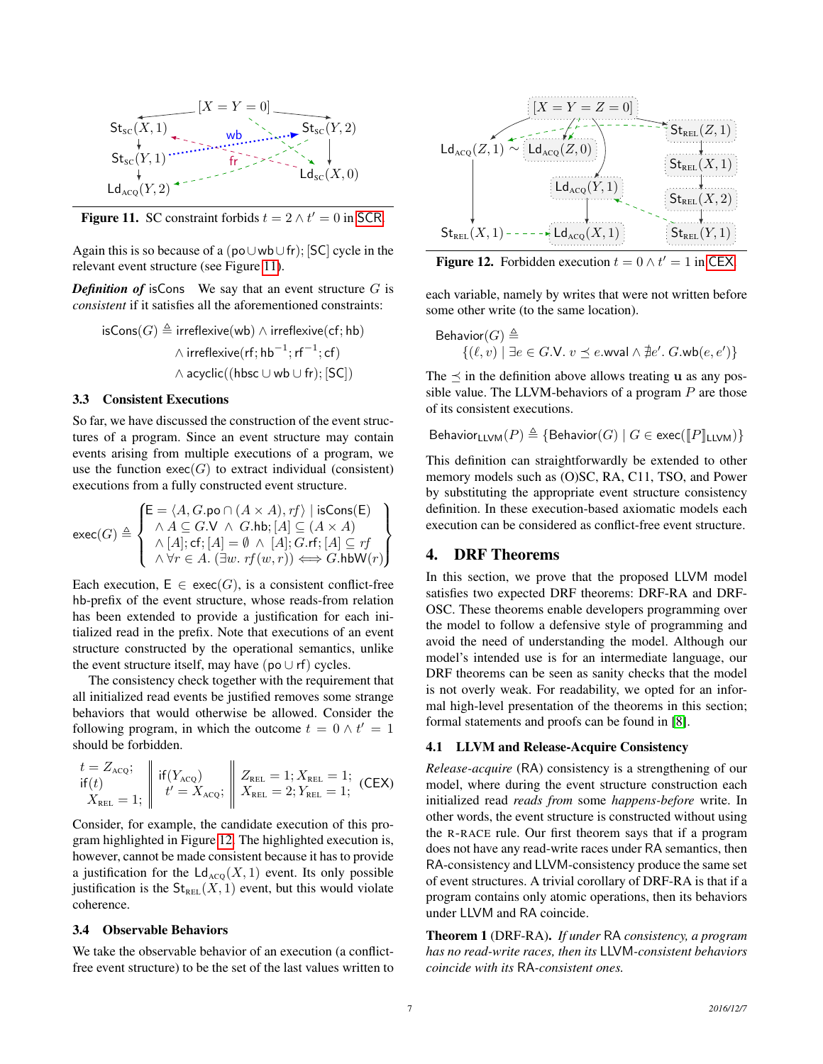Figure 11. SC constraint forbids $t = 2 \wedge t' = 0$ in SCR.

Again this is so because of a $(\mathsf{po} \cup \mathsf{wb} \cup \mathsf{fr}); [\mathsf{SC}]$ cycle in the relevant event structure (see Figure 11).

***Definition of*** isCons  We say that an event structure $G$ is *consistent* if it satisfies all the aforementioned constraints:

$$\begin{aligned}\mathsf{isCons}(G) \triangleq\ & \mathsf{irreflexive}(\mathsf{wb}) \wedge \mathsf{irreflexive}(\mathsf{cf};\mathsf{hb}) \\ & \wedge \mathsf{irreflexive}(\mathsf{rf};\mathsf{hb}^{-1};\mathsf{rf}^{-1};\mathsf{cf}) \\ & \wedge \mathsf{acyclic}((\mathsf{hbsc} \cup \mathsf{wb} \cup \mathsf{fr});[\mathsf{SC}])\end{aligned}$$

### 3.3 Consistent Executions

So far, we have discussed the construction of the event structures of a program. Since an event structure may contain events arising from multiple executions of a program, we use the function $\mathsf{exec}(G)$ to extract individual (consistent) executions from a fully constructed event structure.

$$\mathsf{exec}(G) \triangleq \left\{ \begin{array}{l} \mathsf{E} = \langle A, G.\mathsf{po} \cap (A \times A), rf \rangle \mid \mathsf{isCons}(\mathsf{E}) \\ \wedge\ A \subseteq G.\mathsf{V}\ \wedge\ G.\mathsf{hb};[A] \subseteq (A \times A) \\ \wedge\ [A];\mathsf{cf};[A] = \emptyset\ \wedge\ [A];G.\mathsf{rf};[A] \subseteq rf \\ \wedge\ \forall r \in A.\ (\exists w.\ rf(w,r)) \iff G.\mathsf{hbW}(r) \end{array} \right\}$$

Each execution, $\mathsf{E} \in \mathsf{exec}(G)$, is a consistent conflict-free hb-prefix of the event structure, whose reads-from relation has been extended to provide a justification for each initialized read in the prefix. Note that executions of an event structure constructed by the operational semantics, unlike the event structure itself, may have $(\mathsf{po} \cup \mathsf{rf})$ cycles.

The consistency check together with the requirement that all initialized read events be justified removes some strange behaviors that would otherwise be allowed. Consider the following program, in which the outcome $t = 0 \wedge t' = 1$ should be forbidden.

$$\begin{array}{l} t = Z_{\text{ACQ}}; \\ \mathsf{if}(t) \\ \quad X_{\text{REL}} = 1; \end{array} \left\| \begin{array}{l} \mathsf{if}(Y_{\text{ACQ}}) \\ \quad t' = X_{\text{ACQ}}; \end{array} \right\| \begin{array}{l} Z_{\text{REL}} = 1; X_{\text{REL}} = 1; \\ X_{\text{REL}} = 2; Y_{\text{REL}} = 1; \end{array} \quad (\text{CEX})$$

Consider, for example, the candidate execution of this program highlighted in Figure 12. The highlighted execution is, however, cannot be made consistent because it has to provide a justification for the $\mathsf{Ld}_{\text{ACQ}}(X, 1)$ event. Its only possible justification is the $\mathsf{St}_{\text{REL}}(X, 1)$ event, but this would violate coherence.

### 3.4 Observable Behaviors

We take the observable behavior of an execution (a conflict-free event structure) to be the set of the last values written to each variable, namely by writes that were not written before some other write (to the same location).

Figure 12. Forbidden execution $t = 0 \wedge t' = 1$ in CEX.

$$\begin{aligned}&\mathsf{Behavior}(G) \triangleq \\ &\quad \{(\ell, v) \mid \exists e \in G.\mathsf{V}.\ v \preceq e.\mathsf{wval} \wedge \nexists e'.\ G.\mathsf{wb}(e, e')\}\end{aligned}$$

The $\preceq$ in the definition above allows treating $\mathbf{u}$ as any possible value. The LLVM-behaviors of a program $P$ are those of its consistent executions.

$$\mathsf{Behavior}_{\mathsf{LLVM}}(P) \triangleq \{\mathsf{Behavior}(G) \mid G \in \mathsf{exec}([\![P]\!]_{\mathsf{LLVM}})\}$$

This definition can straightforwardly be extended to other memory models such as (O)SC, RA, C11, TSO, and Power by substituting the appropriate event structure consistency definition. In these execution-based axiomatic models each execution can be considered as conflict-free event structure.

## 4. DRF Theorems

In this section, we prove that the proposed LLVM model satisfies two expected DRF theorems: DRF-RA and DRF-OSC. These theorems enable developers programming over the model to follow a defensive style of programming and avoid the need of understanding the model. Although our model's intended use is for an intermediate language, our DRF theorems can be seen as sanity checks that the model is not overly weak. For readability, we opted for an informal high-level presentation of the theorems in this section; formal statements and proofs can be found in [8].

### 4.1 LLVM and Release-Acquire Consistency

*Release-acquire* (RA) consistency is a strengthening of our model, where during the event structure construction each initialized *reads from* some *happens-before* write. In other words, the event structure is constructed without using the R-RACE rule. Our first theorem says that if a program does not have any read-write races under RA semantics, then RA-consistency and LLVM-consistency produce the same set of event structures. A trivial corollary of DRF-RA is that if a program contains only atomic operations, then its behaviors under LLVM and RA coincide.

**Theorem 1** (DRF-RA). *If under* RA *consistency, a program has no read-write races, then its* LLVM*-consistent behaviors coincide with its* RA*-consistent ones.*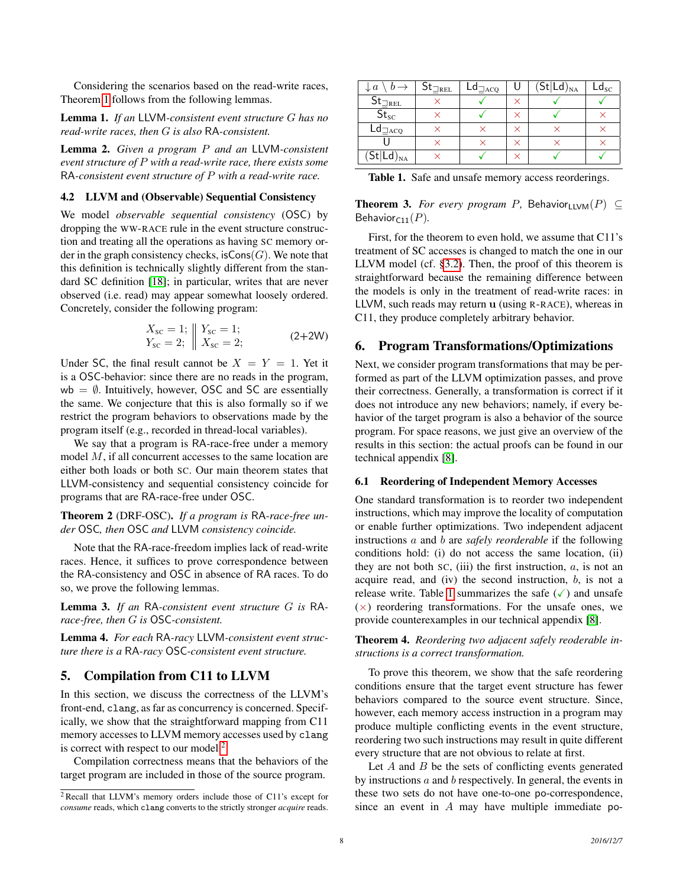Considering the scenarios based on the read-write races, Theorem 1 follows from the following lemmas.

**Lemma 1.** *If an* LLVM*-consistent event structure $G$ has no read-write races, then $G$ is also* RA*-consistent.*

**Lemma 2.** *Given a program $P$ and an* LLVM*-consistent event structure of $P$ with a read-write race, there exists some* RA*-consistent event structure of $P$ with a read-write race.*

### 4.2 LLVM and (Observable) Sequential Consistency

We model *observable sequential consistency* (OSC) by dropping the WW-RACE rule in the event structure construction and treating all the operations as having SC memory order in the graph consistency checks, $\mathsf{isCons}(G)$. We note that this definition is technically slightly different from the standard SC definition [18]; in particular, writes that are never observed (i.e. read) may appear somewhat loosely ordered. Concretely, consider the following program:

$$\begin{array}{l} X_{\text{SC}} = 1; \\ Y_{\text{SC}} = 2; \end{array} \Bigg\| \begin{array}{l} Y_{\text{SC}} = 1; \\ X_{\text{SC}} = 2; \end{array} \qquad \text{(2+2W)}$$

Under SC, the final result cannot be $X = Y = 1$. Yet it is a OSC-behavior: since there are no reads in the program, $\mathsf{wb} = \emptyset$. Intuitively, however, OSC and SC are essentially the same. We conjecture that this is also formally so if we restrict the program behaviors to observations made by the program itself (e.g., recorded in thread-local variables).

We say that a program is RA-race-free under a memory model $M$, if all concurrent accesses to the same location are either both loads or both SC. Our main theorem states that LLVM-consistency and sequential consistency coincide for programs that are RA-race-free under OSC.

**Theorem 2** (DRF-OSC)**.** *If a program is* RA*-race-free under* OSC*, then* OSC *and* LLVM *consistency coincide.*

Note that the RA-race-freedom implies lack of read-write races. Hence, it suffices to prove correspondence between the RA-consistency and OSC in absence of RA races. To do so, we prove the following lemmas.

**Lemma 3.** *If an* RA*-consistent event structure $G$ is* RA*-race-free, then $G$ is* OSC*-consistent.*

**Lemma 4.** *For each* RA*-racy* LLVM*-consistent event structure there is a* RA*-racy* OSC*-consistent event structure.*

## 5. Compilation from C11 to LLVM

In this section, we discuss the correctness of the LLVM's front-end, `clang`, as far as concurrency is concerned. Specifically, we show that the straightforward mapping from C11 memory accesses to LLVM memory accesses used by `clang` is correct with respect to our model.[2]

Compilation correctness means that the behaviors of the target program are included in those of the source program.

[2] Recall that LLVM's memory orders include those of C11's except for *consume* reads, which `clang` converts to the strictly stronger *acquire* reads.

| $\downarrow a \setminus b \rightarrow$ | $\mathsf{St}_{\sqsupseteq\text{REL}}$ | $\mathsf{Ld}_{\sqsupseteq\text{ACQ}}$ | $\mathsf{U}$ | $(\mathsf{St}\vert\mathsf{Ld})_{\text{NA}}$ | $\mathsf{Ld}_{\text{SC}}$ |
|---|---|---|---|---|---|
| $\mathsf{St}_{\sqsupseteq\text{REL}}$ | × | ✓ | × | ✓ | ✓ |
| $\mathsf{St}_{\text{SC}}$ | × | ✓ | × | ✓ | × |
| $\mathsf{Ld}_{\sqsupseteq\text{ACQ}}$ | × | × | × | × | × |
| $\mathsf{U}$ | × | × | × | × | × |
| $(\mathsf{St}\vert\mathsf{Ld})_{\text{NA}}$ | × | ✓ | × | ✓ | ✓ |

**Table 1.** Safe and unsafe memory access reorderings.

**Theorem 3.** *For every program $P$,* $\mathsf{Behavior}_{\mathsf{LLVM}}(P) \subseteq \mathsf{Behavior}_{\mathsf{C11}}(P)$.

First, for the theorem to even hold, we assume that C11's treatment of SC accesses is changed to match the one in our LLVM model (cf. §3.2). Then, the proof of this theorem is straightforward because the remaining difference between the models is only in the treatment of read-write races: in LLVM, such reads may return $\mathbf{u}$ (using R-RACE), whereas in C11, they produce completely arbitrary behavior.

## 6. Program Transformations/Optimizations

Next, we consider program transformations that may be performed as part of the LLVM optimization passes, and prove their correctness. Generally, a transformation is correct if it does not introduce any new behaviors; namely, if every behavior of the target program is also a behavior of the source program. For space reasons, we just give an overview of the results in this section: the actual proofs can be found in our technical appendix [8].

### 6.1 Reordering of Independent Memory Accesses

One standard transformation is to reorder two independent instructions, which may improve the locality of computation or enable further optimizations. Two independent adjacent instructions $a$ and $b$ are *safely reorderable* if the following conditions hold: (i) do not access the same location, (ii) they are not both SC, (iii) the first instruction, $a$, is not an acquire read, and (iv) the second instruction, $b$, is not a release write. Table 1 summarizes the safe (✓) and unsafe (×) reordering transformations. For the unsafe ones, we provide counterexamples in our technical appendix [8].

**Theorem 4.** *Reordering two adjacent safely reoderable instructions is a correct transformation.*

To prove this theorem, we show that the safe reordering conditions ensure that the target event structure has fewer behaviors compared to the source event structure. Since, however, each memory access instruction in a program may produce multiple conflicting events in the event structure, reordering two such instructions may result in quite different every structure that are not obvious to relate at first.

Let $A$ and $B$ be the sets of conflicting events generated by instructions $a$ and $b$ respectively. In general, the events in these two sets do not have one-to-one po-correspondence, since an event in $A$ may have multiple immediate po-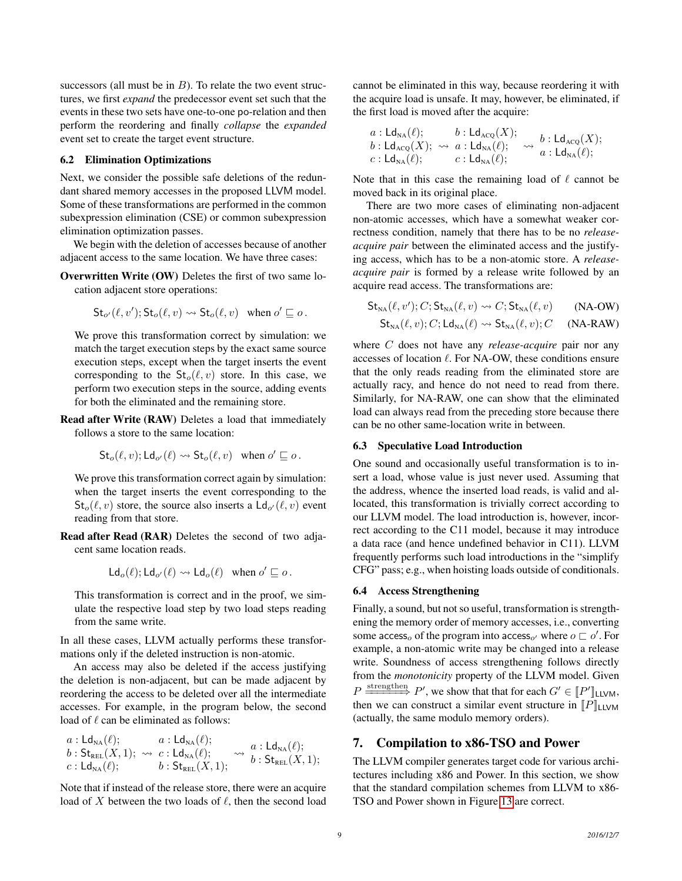successors (all must be in $B$). To relate the two event structures, we first *expand* the predecessor event set such that the events in these two sets have one-to-one po-relation and then perform the reordering and finally *collapse* the *expanded* event set to create the target event structure.

### 6.2 Elimination Optimizations

Next, we consider the possible safe deletions of the redundant shared memory accesses in the proposed LLVM model. Some of these transformations are performed in the common subexpression elimination (CSE) or common subexpression elimination optimization passes.

We begin with the deletion of accesses because of another adjacent access to the same location. We have three cases:

**Overwritten Write (OW)** Deletes the first of two same location adjacent store operations:

$$\mathsf{St}_{o'}(\ell, v'); \mathsf{St}_o(\ell, v) \rightsquigarrow \mathsf{St}_o(\ell, v) \quad \text{when } o' \sqsubseteq o\,.$$

We prove this transformation correct by simulation: we match the target execution steps by the exact same source execution steps, except when the target inserts the event corresponding to the $\mathsf{St}_o(\ell, v)$ store. In this case, we perform two execution steps in the source, adding events for both the eliminated and the remaining store.

**Read after Write (RAW)** Deletes a load that immediately follows a store to the same location:

$$\mathsf{St}_o(\ell, v); \mathsf{Ld}_{o'}(\ell) \rightsquigarrow \mathsf{St}_o(\ell, v) \quad \text{when } o' \sqsubseteq o\,.$$

We prove this transformation correct again by simulation: when the target inserts the event corresponding to the $\mathsf{St}_o(\ell, v)$ store, the source also inserts a $\mathsf{Ld}_{o'}(\ell, v)$ event reading from that store.

**Read after Read (RAR)** Deletes the second of two adjacent same location reads.

$$\mathsf{Ld}_o(\ell); \mathsf{Ld}_{o'}(\ell) \rightsquigarrow \mathsf{Ld}_o(\ell) \quad \text{when } o' \sqsubseteq o\,.$$

This transformation is correct and in the proof, we simulate the respective load step by two load steps reading from the same write.

In all these cases, LLVM actually performs these transformations only if the deleted instruction is non-atomic.

An access may also be deleted if the access justifying the deletion is non-adjacent, but can be made adjacent by reordering the access to be deleted over all the intermediate accesses. For example, in the program below, the second load of $\ell$ can be eliminated as follows:

$$\begin{array}{l} a : \mathsf{Ld}_{\text{NA}}(\ell); \\ b : \mathsf{St}_{\text{REL}}(X, 1); \\ c : \mathsf{Ld}_{\text{NA}}(\ell); \end{array} \rightsquigarrow \begin{array}{l} a : \mathsf{Ld}_{\text{NA}}(\ell); \\ c : \mathsf{Ld}_{\text{NA}}(\ell); \\ b : \mathsf{St}_{\text{REL}}(X, 1); \end{array} \rightsquigarrow \begin{array}{l} a : \mathsf{Ld}_{\text{NA}}(\ell); \\ b : \mathsf{St}_{\text{REL}}(X, 1); \end{array}$$

Note that if instead of the release store, there were an acquire load of $X$ between the two loads of $\ell$, then the second load cannot be eliminated in this way, because reordering it with the acquire load is unsafe. It may, however, be eliminated, if the first load is moved after the acquire:

$$\begin{array}{l} a : \mathsf{Ld}_{\text{NA}}(\ell); \\ b : \mathsf{Ld}_{\text{ACQ}}(X); \\ c : \mathsf{Ld}_{\text{NA}}(\ell); \end{array} \rightsquigarrow \begin{array}{l} b : \mathsf{Ld}_{\text{ACQ}}(X); \\ a : \mathsf{Ld}_{\text{NA}}(\ell); \\ c : \mathsf{Ld}_{\text{NA}}(\ell); \end{array} \rightsquigarrow \begin{array}{l} b : \mathsf{Ld}_{\text{ACQ}}(X); \\ a : \mathsf{Ld}_{\text{NA}}(\ell); \end{array}$$

Note that in this case the remaining load of $\ell$ cannot be moved back in its original place.

There are two more cases of eliminating non-adjacent non-atomic accesses, which have a somewhat weaker correctness condition, namely that there has to be no *release-acquire pair* between the eliminated access and the justifying access, which has to be a non-atomic store. A *release-acquire pair* is formed by a release write followed by an acquire read access. The transformations are:

$$\mathsf{St}_{\text{NA}}(\ell, v'); C; \mathsf{St}_{\text{NA}}(\ell, v) \rightsquigarrow C; \mathsf{St}_{\text{NA}}(\ell, v) \qquad \text{(NA-OW)}$$

$$\mathsf{St}_{\text{NA}}(\ell, v); C; \mathsf{Ld}_{\text{NA}}(\ell) \rightsquigarrow \mathsf{St}_{\text{NA}}(\ell, v); C \qquad \text{(NA-RAW)}$$

where $C$ does not have any *release-acquire* pair nor any accesses of location $\ell$. For NA-OW, these conditions ensure that the only reads reading from the eliminated store are actually racy, and hence do not need to read from there. Similarly, for NA-RAW, one can show that the eliminated load can always read from the preceding store because there can be no other same-location write in between.

### 6.3 Speculative Load Introduction

One sound and occasionally useful transformation is to insert a load, whose value is just never used. Assuming that the address, whence the inserted load reads, is valid and allocated, this transformation is trivially correct according to our LLVM model. The load introduction is, however, incorrect according to the C11 model, because it may introduce a data race (and hence undefined behavior in C11). LLVM frequently performs such load introductions in the "simplify CFG" pass; e.g., when hoisting loads outside of conditionals.

### 6.4 Access Strengthening

Finally, a sound, but not so useful, transformation is strengthening the memory order of memory accesses, i.e., converting some $\mathsf{access}_o$ of the program into $\mathsf{access}_{o'}$ where $o \sqsubset o'$. For example, a non-atomic write may be changed into a release write. Soundness of access strengthening follows directly from the *monotonicity* property of the LLVM model. Given $P \xRightarrow{\text{strengthen}} P'$, we show that that for each $G' \in [\![P']\!]_{\mathsf{LLVM}}$, then we can construct a similar event structure in $[\![P]\!]_{\mathsf{LLVM}}$ (actually, the same modulo memory orders).

## 7. Compilation to x86-TSO and Power

The LLVM compiler generates target code for various architectures including x86 and Power. In this section, we show that the standard compilation schemes from LLVM to x86-TSO and Power shown in Figure 13 are correct.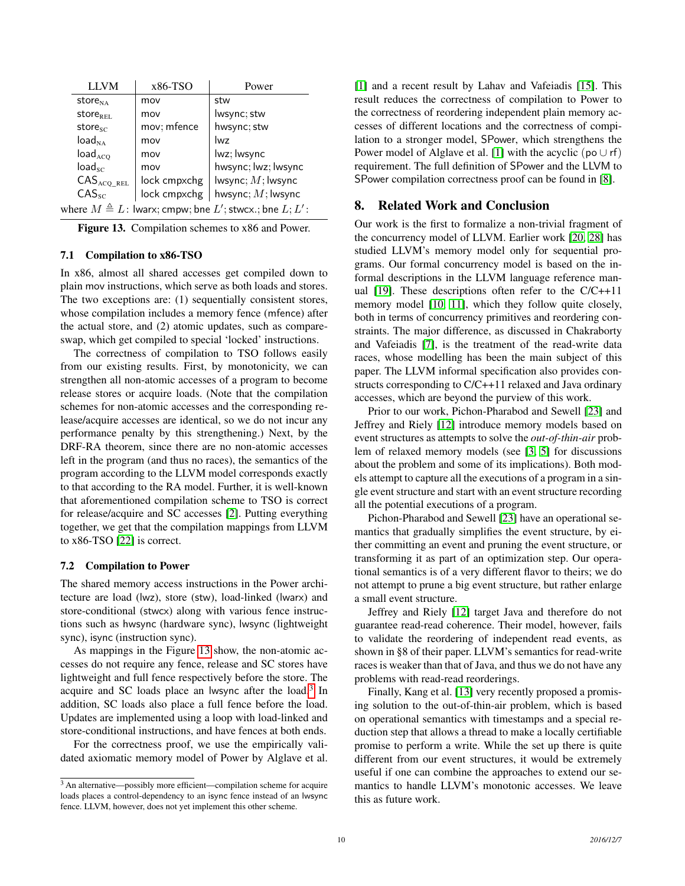| LLVM | x86-TSO | Power |
|---|---|---|
| $\mathsf{store}_{\mathrm{NA}}$ | mov | stw |
| $\mathsf{store}_{\mathrm{REL}}$ | mov | lwsync; stw |
| $\mathsf{store}_{\mathrm{SC}}$ | mov; mfence | hwsync; stw |
| $\mathsf{load}_{\mathrm{NA}}$ | mov | lwz |
| $\mathsf{load}_{\mathrm{ACQ}}$ | mov | lwz; lwsync |
| $\mathsf{load}_{\mathrm{SC}}$ | mov | hwsync; lwz; lwsync |
| $\mathsf{CAS}_{\mathrm{ACQ\_REL}}$ | lock cmpxchg | lwsync; $M$; lwsync |
| $\mathsf{CAS}_{\mathrm{SC}}$ | lock cmpxchg | hwsync; $M$; lwsync |

where $M \triangleq L$: lwarx; cmpw; bne $L'$; stwcx.; bne $L$; $L'$:

**Figure 13.** Compilation schemes to x86 and Power.

### 7.1 Compilation to x86-TSO

In x86, almost all shared accesses get compiled down to plain mov instructions, which serve as both loads and stores. The two exceptions are: (1) sequentially consistent stores, whose compilation includes a memory fence (mfence) after the actual store, and (2) atomic updates, such as compare-swap, which get compiled to special 'locked' instructions.

The correctness of compilation to TSO follows easily from our existing results. First, by monotonicity, we can strengthen all non-atomic accesses of a program to become release stores or acquire loads. (Note that the compilation schemes for non-atomic accesses and the corresponding release/acquire accesses are identical, so we do not incur any performance penalty by this strengthening.) Next, by the DRF-RA theorem, since there are no non-atomic accesses left in the program (and thus no races), the semantics of the program according to the LLVM model corresponds exactly to that according to the RA model. Further, it is well-known that aforementioned compilation scheme to TSO is correct for release/acquire and SC accesses [2]. Putting everything together, we get that the compilation mappings from LLVM to x86-TSO [22] is correct.

### 7.2 Compilation to Power

The shared memory access instructions in the Power architecture are load (lwz), store (stw), load-linked (lwarx) and store-conditional (stwcx) along with various fence instructions such as hwsync (hardware sync), lwsync (lightweight sync), isync (instruction sync).

As mappings in the Figure 13 show, the non-atomic accesses do not require any fence, release and SC stores have lightweight and full fence respectively before the store. The acquire and SC loads place an lwsync after the load.[3] In addition, SC loads also place a full fence before the load. Updates are implemented using a loop with load-linked and store-conditional instructions, and have fences at both ends.

For the correctness proof, we use the empirically validated axiomatic memory model of Power by Alglave et al. [1] and a recent result by Lahav and Vafeiadis [15]. This result reduces the correctness of compilation to Power to the correctness of reordering independent plain memory accesses of different locations and the correctness of compilation to a stronger model, SPower, which strengthens the Power model of Alglave et al. [1] with the acyclic $(\mathsf{po} \cup \mathsf{rf})$ requirement. The full definition of SPower and the LLVM to SPower compilation correctness proof can be found in [8].

[3] An alternative—possibly more efficient—compilation scheme for acquire loads places a control-dependency to an isync fence instead of an lwsync fence. LLVM, however, does not yet implement this other scheme.

## 8. Related Work and Conclusion

Our work is the first to formalize a non-trivial fragment of the concurrency model of LLVM. Earlier work [20, 28] has studied LLVM's memory model only for sequential programs. Our formal concurrency model is based on the informal descriptions in the LLVM language reference manual [19]. These descriptions often refer to the C/C++11 memory model [10, 11], which they follow quite closely, both in terms of concurrency primitives and reordering constraints. The major difference, as discussed in Chakraborty and Vafeiadis [7], is the treatment of the read-write data races, whose modelling has been the main subject of this paper. The LLVM informal specification also provides constructs corresponding to C/C++11 relaxed and Java ordinary accesses, which are beyond the purview of this work.

Prior to our work, Pichon-Pharabod and Sewell [23] and Jeffrey and Riely [12] introduce memory models based on event structures as attempts to solve the *out-of-thin-air* problem of relaxed memory models (see [3, 5] for discussions about the problem and some of its implications). Both models attempt to capture all the executions of a program in a single event structure and start with an event structure recording all the potential executions of a program.

Pichon-Pharabod and Sewell [23] have an operational semantics that gradually simplifies the event structure, by either committing an event and pruning the event structure, or transforming it as part of an optimization step. Our operational semantics is of a very different flavor to theirs; we do not attempt to prune a big event structure, but rather enlarge a small event structure.

Jeffrey and Riely [12] target Java and therefore do not guarantee read-read coherence. Their model, however, fails to validate the reordering of independent read events, as shown in §8 of their paper. LLVM's semantics for read-write races is weaker than that of Java, and thus we do not have any problems with read-read reorderings.

Finally, Kang et al. [13] very recently proposed a promising solution to the out-of-thin-air problem, which is based on operational semantics with timestamps and a special reduction step that allows a thread to make a locally certifiable promise to perform a write. While the set up there is quite different from our event structures, it would be extremely useful if one can combine the approaches to extend our semantics to handle LLVM's monotonic accesses. We leave this as future work.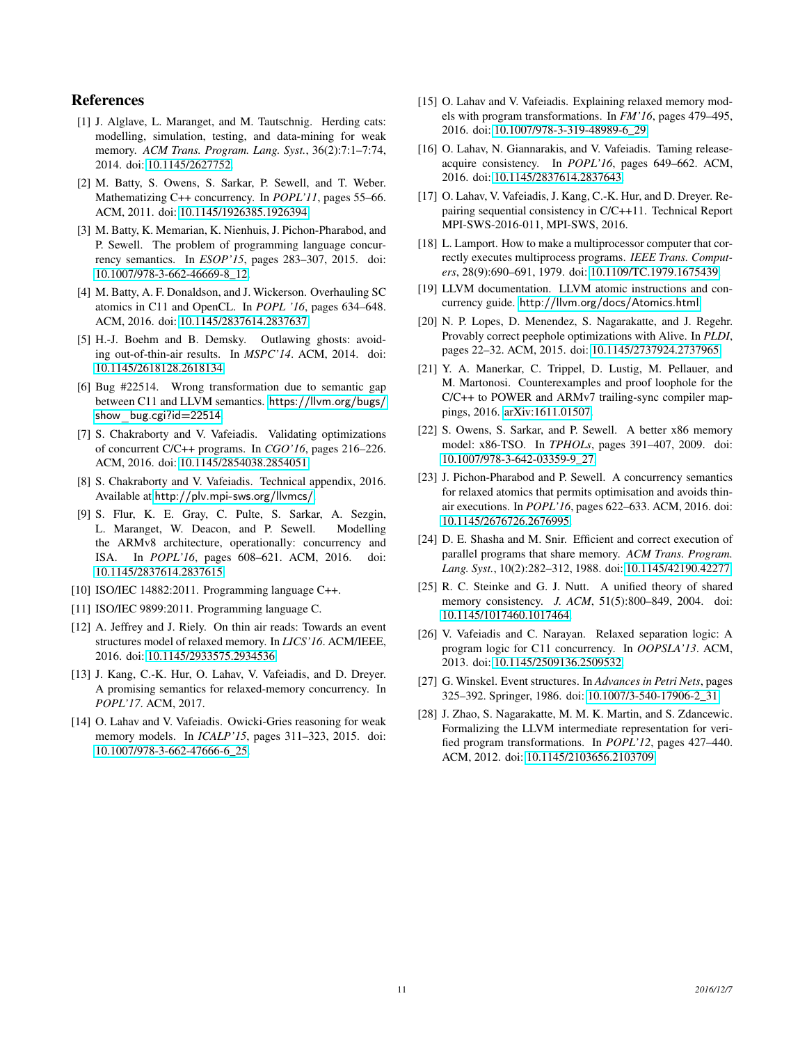## References

[1] J. Alglave, L. Maranget, and M. Tautschnig. Herding cats: modelling, simulation, testing, and data-mining for weak memory. *ACM Trans. Program. Lang. Syst.*, 36(2):7:1–7:74, 2014. doi: 10.1145/2627752.

[2] M. Batty, S. Owens, S. Sarkar, P. Sewell, and T. Weber. Mathematizing C++ concurrency. In *POPL'11*, pages 55–66. ACM, 2011. doi: 10.1145/1926385.1926394.

[3] M. Batty, K. Memarian, K. Nienhuis, J. Pichon-Pharabod, and P. Sewell. The problem of programming language concurrency semantics. In *ESOP'15*, pages 283–307, 2015. doi: 10.1007/978-3-662-46669-8_12.

[4] M. Batty, A. F. Donaldson, and J. Wickerson. Overhauling SC atomics in C11 and OpenCL. In *POPL '16*, pages 634–648. ACM, 2016. doi: 10.1145/2837614.2837637.

[5] H.-J. Boehm and B. Demsky. Outlawing ghosts: avoiding out-of-thin-air results. In *MSPC'14*. ACM, 2014. doi: 10.1145/2618128.2618134.

[6] Bug #22514. Wrong transformation due to semantic gap between C11 and LLVM semantics. https://llvm.org/bugs/show_bug.cgi?id=22514.

[7] S. Chakraborty and V. Vafeiadis. Validating optimizations of concurrent C/C++ programs. In *CGO'16*, pages 216–226. ACM, 2016. doi: 10.1145/2854038.2854051.

[8] S. Chakraborty and V. Vafeiadis. Technical appendix, 2016. Available at http://plv.mpi-sws.org/llvmcs/.

[9] S. Flur, K. E. Gray, C. Pulte, S. Sarkar, A. Sezgin, L. Maranget, W. Deacon, and P. Sewell. Modelling the ARMv8 architecture, operationally: concurrency and ISA. In *POPL'16*, pages 608–621. ACM, 2016. doi: 10.1145/2837614.2837615.

[10] ISO/IEC 14882:2011. Programming language C++.

[11] ISO/IEC 9899:2011. Programming language C.

[12] A. Jeffrey and J. Riely. On thin air reads: Towards an event structures model of relaxed memory. In *LICS'16*. ACM/IEEE, 2016. doi: 10.1145/2933575.2934536.

[13] J. Kang, C.-K. Hur, O. Lahav, V. Vafeiadis, and D. Dreyer. A promising semantics for relaxed-memory concurrency. In *POPL'17*. ACM, 2017.

[14] O. Lahav and V. Vafeiadis. Owicki-Gries reasoning for weak memory models. In *ICALP'15*, pages 311–323, 2015. doi: 10.1007/978-3-662-47666-6_25.

[15] O. Lahav and V. Vafeiadis. Explaining relaxed memory models with program transformations. In *FM'16*, pages 479–495, 2016. doi: 10.1007/978-3-319-48989-6_29.

[16] O. Lahav, N. Giannarakis, and V. Vafeiadis. Taming release-acquire consistency. In *POPL'16*, pages 649–662. ACM, 2016. doi: 10.1145/2837614.2837643.

[17] O. Lahav, V. Vafeiadis, J. Kang, C.-K. Hur, and D. Dreyer. Repairing sequential consistency in C/C++11. Technical Report MPI-SWS-2016-011, MPI-SWS, 2016.

[18] L. Lamport. How to make a multiprocessor computer that correctly executes multiprocess programs. *IEEE Trans. Computers*, 28(9):690–691, 1979. doi: 10.1109/TC.1979.1675439.

[19] LLVM documentation. LLVM atomic instructions and concurrency guide. http://llvm.org/docs/Atomics.html.

[20] N. P. Lopes, D. Menendez, S. Nagarakatte, and J. Regehr. Provably correct peephole optimizations with Alive. In *PLDI*, pages 22–32. ACM, 2015. doi: 10.1145/2737924.2737965.

[21] Y. A. Manerkar, C. Trippel, D. Lustig, M. Pellauer, and M. Martonosi. Counterexamples and proof loophole for the C/C++ to POWER and ARMv7 trailing-sync compiler mappings, 2016. arXiv:1611.01507.

[22] S. Owens, S. Sarkar, and P. Sewell. A better x86 memory model: x86-TSO. In *TPHOLs*, pages 391–407, 2009. doi: 10.1007/978-3-642-03359-9_27.

[23] J. Pichon-Pharabod and P. Sewell. A concurrency semantics for relaxed atomics that permits optimisation and avoids thin-air executions. In *POPL'16*, pages 622–633. ACM, 2016. doi: 10.1145/2676726.2676995.

[24] D. E. Shasha and M. Snir. Efficient and correct execution of parallel programs that share memory. *ACM Trans. Program. Lang. Syst.*, 10(2):282–312, 1988. doi: 10.1145/42190.42277.

[25] R. C. Steinke and G. J. Nutt. A unified theory of shared memory consistency. *J. ACM*, 51(5):800–849, 2004. doi: 10.1145/1017460.1017464.

[26] V. Vafeiadis and C. Narayan. Relaxed separation logic: A program logic for C11 concurrency. In *OOPSLA'13*. ACM, 2013. doi: 10.1145/2509136.2509532.

[27] G. Winskel. Event structures. In *Advances in Petri Nets*, pages 325–392. Springer, 1986. doi: 10.1007/3-540-17906-2_31.

[28] J. Zhao, S. Nagarakatte, M. M. K. Martin, and S. Zdancewic. Formalizing the LLVM intermediate representation for verified program transformations. In *POPL'12*, pages 427–440. ACM, 2012. doi: 10.1145/2103656.2103709.